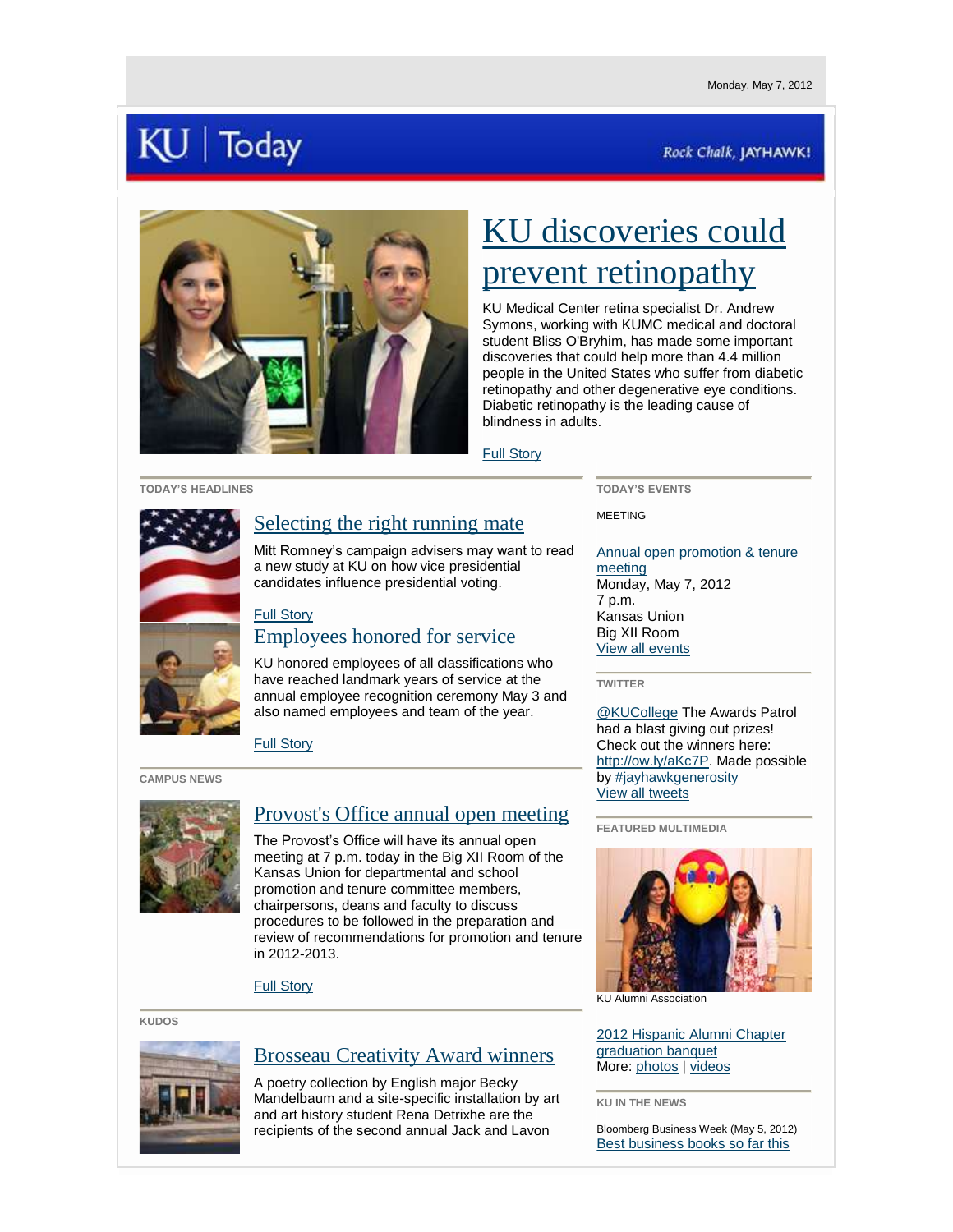Monday, May 7, 2012

# KU | Today

*Rock Chalk, JAYHAWK!*

## KU discoveries could prevent retinopathy

KU Medical Center retina specialist Dr. Andrew Symons, working with KUMC medical and doctoral student Bliss O'Bryhim, has made some important discoveries that could help more than 4.4 million people in the United States who suffer from diabetic retinopathy and other degenerative eye conditions. Diabetic retinopathy is the leading cause of blindness in adults.

Full Story

**TODAY'S HEADLINES**

### Selecting the right running mate

Mitt Romney's campaign advisers may want to read a new study at KU on how vice presidential candidates influence presidential voting.

Full Story

### Employees honored for service

KU honored employees of all classifications who have reached landmark years of service at the annual employee recognition ceremony May 3 and also named employees and team of the year.

Full Story

**CAMPUS NEWS**

### Provost's Office annual open meeting

The Provost's Office will have its annual open meeting at 7 p.m. today in the Big XII Room of the Kansas Union for departmental and school promotion and tenure committee members, chairpersons, deans and faculty to discuss procedures to be followed in the preparation and review of recommendations for promotion and tenure in 2012-2013.

Full Story

**KUDOS**

### Brosseau Creativity Award winners

A poetry collection by English major Becky Mandelbaum and a site-specific installation by art and art history student Rena Detrixhe are the recipients of the second annual Jack and Lavon

**TODAY'S EVENTS**

MEETING

Annual open promotion & tenure meeting
Monday, May 7, 2012
7 p.m.
Kansas Union
Big XII Room
View all events

**TWITTER**

@KUCollege The Awards Patrol had a blast giving out prizes! Check out the winners here: http://ow.ly/aKc7P. Made possible by #jayhawkgenerosity
View all tweets

**FEATURED MULTIMEDIA**

KU Alumni Association

2012 Hispanic Alumni Chapter graduation banquet
More: photos | videos

**KU IN THE NEWS**

Bloomberg Business Week (May 5, 2012)
Best business books so far this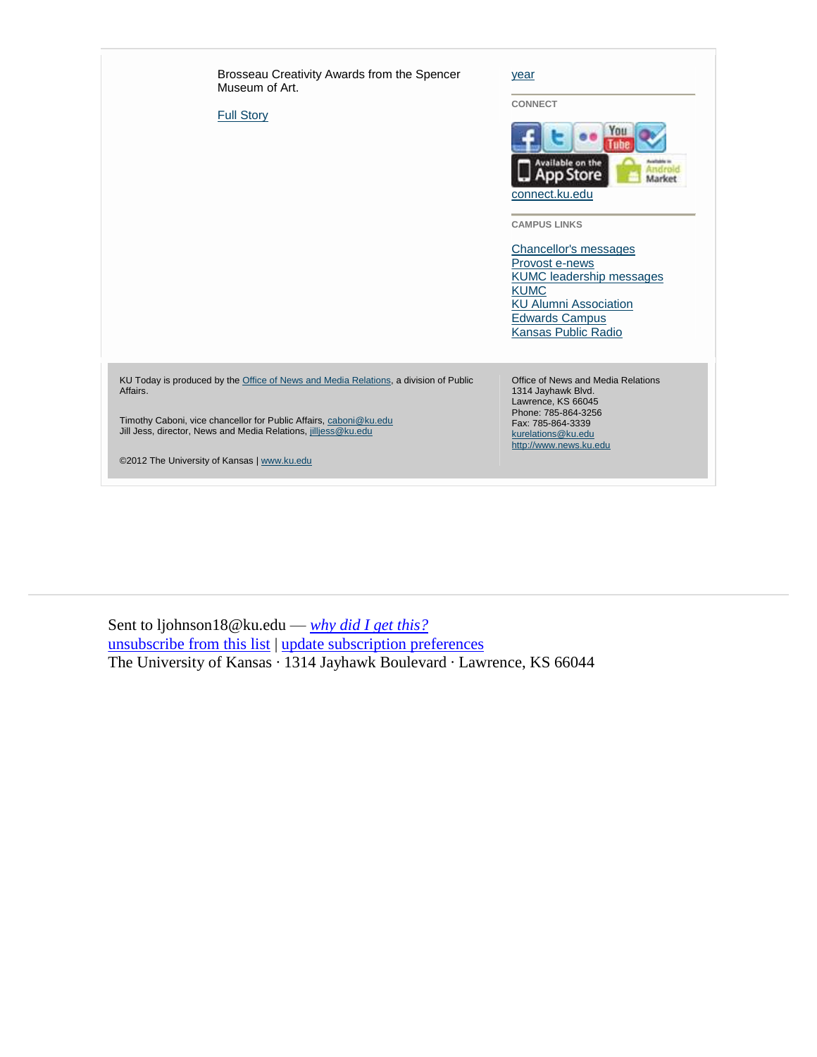Brosseau Creativity Awards from the Spencer Museum of Art.

Full Story

year

**CONNECT**

connect.ku.edu

**CAMPUS LINKS**

Chancellor's messages
Provost e-news
KUMC leadership messages
KUMC
KU Alumni Association
Edwards Campus
Kansas Public Radio

KU Today is produced by the Office of News and Media Relations, a division of Public Affairs.

Timothy Caboni, vice chancellor for Public Affairs, caboni@ku.edu
Jill Jess, director, News and Media Relations, jilljess@ku.edu

©2012 The University of Kansas | www.ku.edu

Office of News and Media Relations
1314 Jayhawk Blvd.
Lawrence, KS 66045
Phone: 785-864-3256
Fax: 785-864-3339
kurelations@ku.edu
http://www.news.ku.edu

Sent to ljohnson18@ku.edu — *why did I get this?*
unsubscribe from this list | update subscription preferences
The University of Kansas · 1314 Jayhawk Boulevard · Lawrence, KS 66044